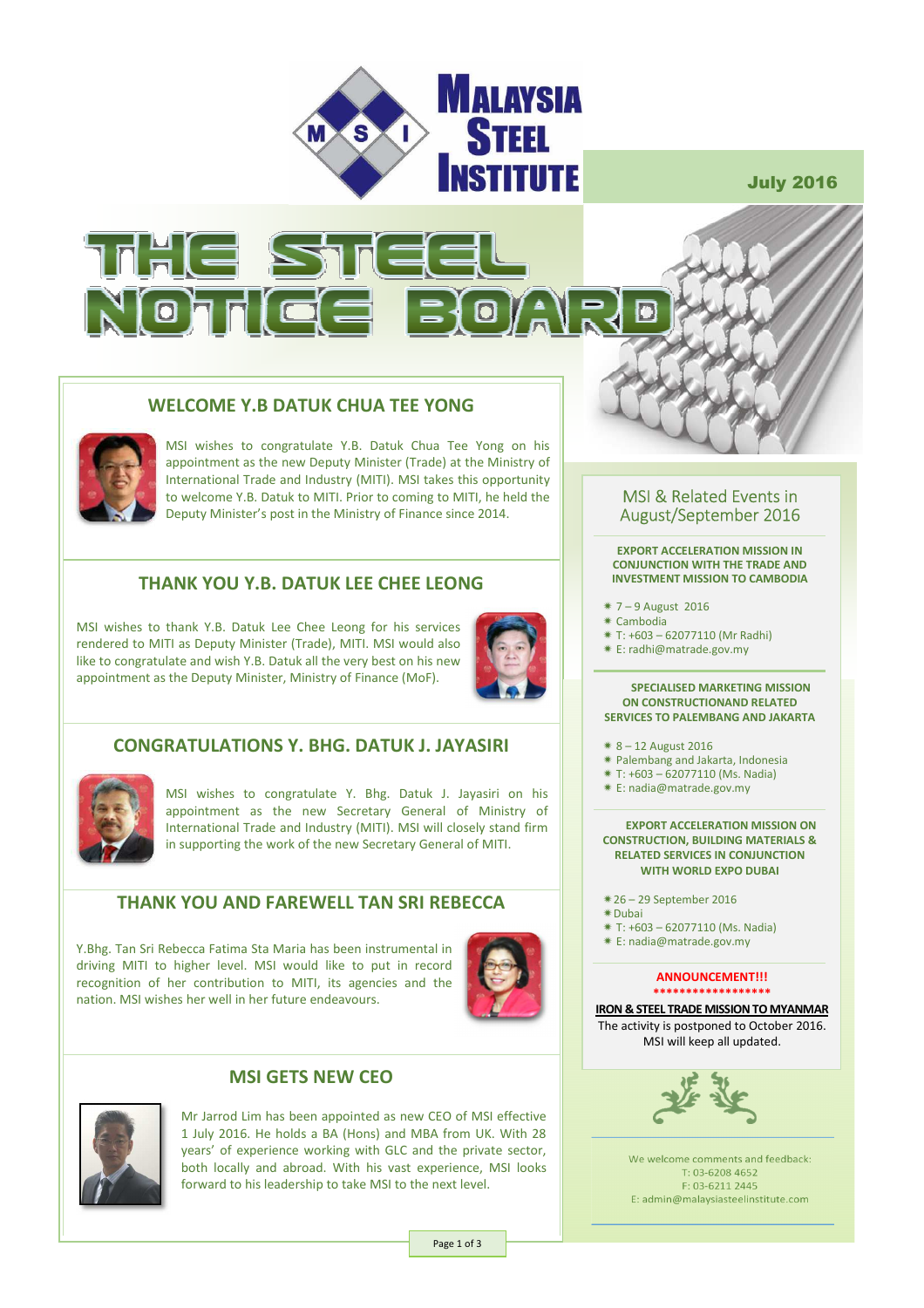# MALAYSIA STEEL INSTITUTE

**July 2016**

# THE STEEL NOTICE BOARD

## WELCOME Y.B DATUK CHUA TEE YONG

MSI wishes to congratulate Y.B. Datuk Chua Tee Yong on his appointment as the new Deputy Minister (Trade) at the Ministry of International Trade and Industry (MITI). MSI takes this opportunity to welcome Y.B. Datuk to MITI. Prior to coming to MITI, he held the Deputy Minister's post in the Ministry of Finance since 2014.

## THANK YOU Y.B. DATUK LEE CHEE LEONG

MSI wishes to thank Y.B. Datuk Lee Chee Leong for his services rendered to MITI as Deputy Minister (Trade), MITI. MSI would also like to congratulate and wish Y.B. Datuk all the very best on his new appointment as the Deputy Minister, Ministry of Finance (MoF).

## CONGRATULATIONS Y. BHG. DATUK J. JAYASIRI

MSI wishes to congratulate Y. Bhg. Datuk J. Jayasiri on his appointment as the new Secretary General of Ministry of International Trade and Industry (MITI). MSI will closely stand firm in supporting the work of the new Secretary General of MITI.

## THANK YOU AND FAREWELL TAN SRI REBECCA

Y.Bhg. Tan Sri Rebecca Fatima Sta Maria has been instrumental in driving MITI to higher level. MSI would like to put in record recognition of her contribution to MITI, its agencies and the nation. MSI wishes her well in her future endeavours.

## MSI GETS NEW CEO

Mr Jarrod Lim has been appointed as new CEO of MSI effective 1 July 2016. He holds a BA (Hons) and MBA from UK. With 28 years' of experience working with GLC and the private sector, both locally and abroad. With his vast experience, MSI looks forward to his leadership to take MSI to the next level.

## MSI & Related Events in August/September 2016

**EXPORT ACCELERATION MISSION IN CONJUNCTION WITH THE TRADE AND INVESTMENT MISSION TO CAMBODIA**

- 7 – 9 August 2016
- Cambodia
- T: +603 – 62077110 (Mr Radhi)
- E: radhi@matrade.gov.my

**SPECIALISED MARKETING MISSION ON CONSTRUCTIONAND RELATED SERVICES TO PALEMBANG AND JAKARTA**

- 8 – 12 August 2016
- Palembang and Jakarta, Indonesia
- T: +603 – 62077110 (Ms. Nadia)
- E: nadia@matrade.gov.my

**EXPORT ACCELERATION MISSION ON CONSTRUCTION, BUILDING MATERIALS & RELATED SERVICES IN CONJUNCTION WITH WORLD EXPO DUBAI**

- 26 – 29 September 2016
- Dubai
- T: +603 – 62077110 (Ms. Nadia)
- E: nadia@matrade.gov.my

**ANNOUNCEMENT!!!**

******************

**IRON & STEEL TRADE MISSION TO MYANMAR**

The activity is postponed to October 2016. MSI will keep all updated.

We welcome comments and feedback:
T: 03-6208 4652
F: 03-6211 2445
E: admin@malaysiasteelinstitute.com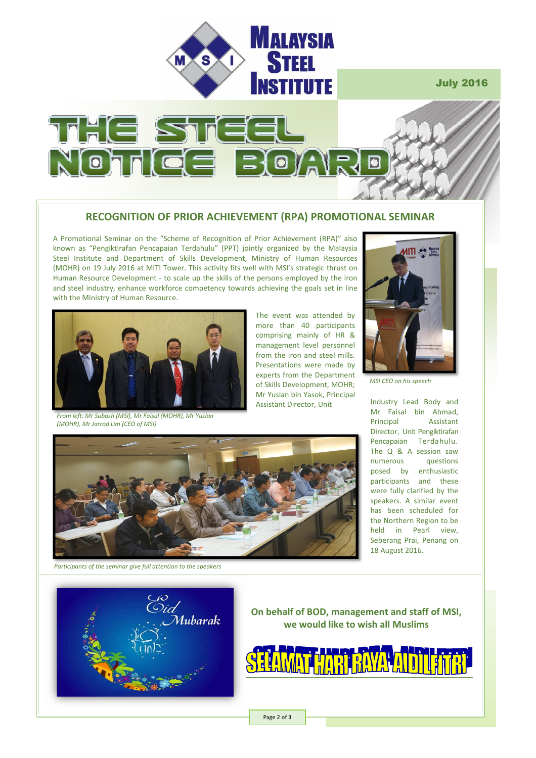# THE STEEL NOTICE BOARD

July 2016

## RECOGNITION OF PRIOR ACHIEVEMENT (RPA) PROMOTIONAL SEMINAR

A Promotional Seminar on the "Scheme of Recognition of Prior Achievement (RPA)" also known as "Pengiktirafan Pencapaian Terdahulu" (PPT) jointly organized by the Malaysia Steel Institute and Department of Skills Development, Ministry of Human Resources (MOHR) on 19 July 2016 at MITI Tower. This activity fits well with MSI's strategic thrust on Human Resource Development - to scale up the skills of the persons employed by the iron and steel industry, enhance workforce competency towards achieving the goals set in line with the Ministry of Human Resource.

*From left: Mr Subash (MSI), Mr Faisal (MOHR), Mr Yuslan (MOHR), Mr Jarrod Lim (CEO of MSI)*

The event was attended by more than 40 participants comprising mainly of HR & management level personnel from the iron and steel mills. Presentations were made by experts from the Department of Skills Development, MOHR; Mr Yuslan bin Yasok, Principal Assistant Director, Unit Industry Lead Body and Mr Faisal bin Ahmad, Principal Assistant Director, Unit Pengiktirafan Pencapaian Terdahulu. The Q & A session saw numerous questions posed by enthusiastic participants and these were fully clarified by the speakers. A similar event has been scheduled for the Northern Region to be held in Pearl view, Seberang Prai, Penang on 18 August 2016.

*MSI CEO on his speech*

*Participants of the seminar give full attention to the speakers*

Eid Mubarak

**On behalf of BOD, management and staff of MSI, we would like to wish all Muslims**

**SELAMAT HARI RAYA AIDILFITRI**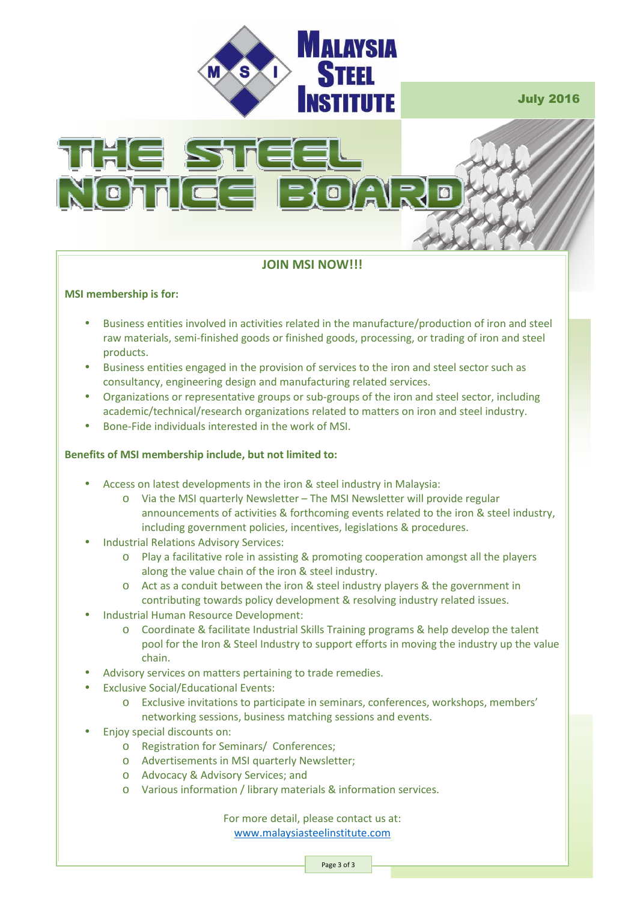# MALAYSIA STEEL INSTITUTE

July 2016

# THE STEEL NOTICE BOARD

## JOIN MSI NOW!!!

**MSI membership is for:**

- Business entities involved in activities related in the manufacture/production of iron and steel raw materials, semi-finished goods or finished goods, processing, or trading of iron and steel products.
- Business entities engaged in the provision of services to the iron and steel sector such as consultancy, engineering design and manufacturing related services.
- Organizations or representative groups or sub-groups of the iron and steel sector, including academic/technical/research organizations related to matters on iron and steel industry.
- Bone-Fide individuals interested in the work of MSI.

**Benefits of MSI membership include, but not limited to:**

- Access on latest developments in the iron & steel industry in Malaysia:
  - Via the MSI quarterly Newsletter – The MSI Newsletter will provide regular announcements of activities & forthcoming events related to the iron & steel industry, including government policies, incentives, legislations & procedures.
- Industrial Relations Advisory Services:
  - Play a facilitative role in assisting & promoting cooperation amongst all the players along the value chain of the iron & steel industry.
  - Act as a conduit between the iron & steel industry players & the government in contributing towards policy development & resolving industry related issues.
- Industrial Human Resource Development:
  - Coordinate & facilitate Industrial Skills Training programs & help develop the talent pool for the Iron & Steel Industry to support efforts in moving the industry up the value chain.
- Advisory services on matters pertaining to trade remedies.
- Exclusive Social/Educational Events:
  - Exclusive invitations to participate in seminars, conferences, workshops, members' networking sessions, business matching sessions and events.
- Enjoy special discounts on:
  - Registration for Seminars/ Conferences;
  - Advertisements in MSI quarterly Newsletter;
  - Advocacy & Advisory Services; and
  - Various information / library materials & information services.

For more detail, please contact us at:
[www.malaysiasteelinstitute.com](http://www.malaysiasteelinstitute.com)